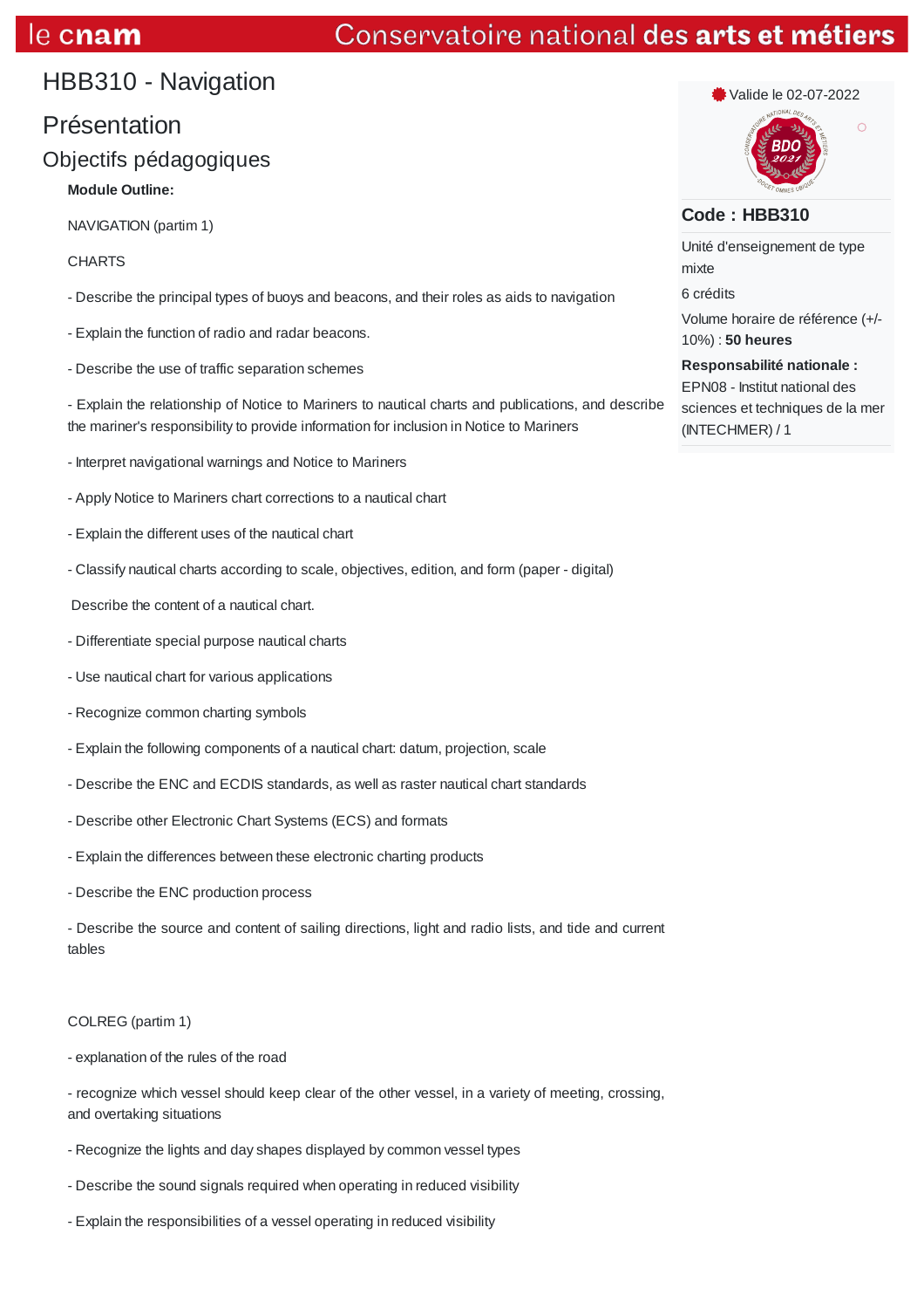# HBB310 - Navigation

## Présentation

### Objectifs pédagogiques

**Module Outline:**

NAVIGATION (partim 1)

CHARTS

- Describe the principal types of buoys and beacons, and their roles as aids to navigation

- Explain the function of radio and radar beacons.

- Describe the use of traffic separation schemes

- Explain the relationship of Notice to Mariners to nautical charts and publications, and describe the mariner's responsibility to provide information for inclusion in Notice to Mariners

- Interpret navigational warnings and Notice to Mariners

- Apply Notice to Mariners chart corrections to a nautical chart

- Explain the different uses of the nautical chart

- Classify nautical charts according to scale, objectives, edition, and form (paper - digital)

Describe the content of a nautical chart.

- Differentiate special purpose nautical charts

- Use nautical chart for various applications

- Recognize common charting symbols

- Explain the following components of a nautical chart: datum, projection, scale

- Describe the ENC and ECDIS standards, as well as raster nautical chart standards

- Describe other Electronic Chart Systems (ECS) and formats

- Explain the differences between these electronic charting products

- Describe the ENC production process

- Describe the source and content of sailing directions, light and radio lists, and tide and current tables

COLREG (partim 1)

- explanation of the rules of the road

- recognize which vessel should keep clear of the other vessel, in a variety of meeting, crossing, and overtaking situations

- Recognize the lights and day shapes displayed by common vessel types

- Describe the sound signals required when operating in reduced visibility

- Explain the responsibilities of a vessel operating in reduced visibility

Valide le 02-07-2022

**Code : HBB310**

Unité d'enseignement de type mixte

6 crédits

Volume horaire de référence (+/- 10%) : **50 heures**

**Responsabilité nationale :**
EPN08 - Institut national des sciences et techniques de la mer (INTECHMER) / 1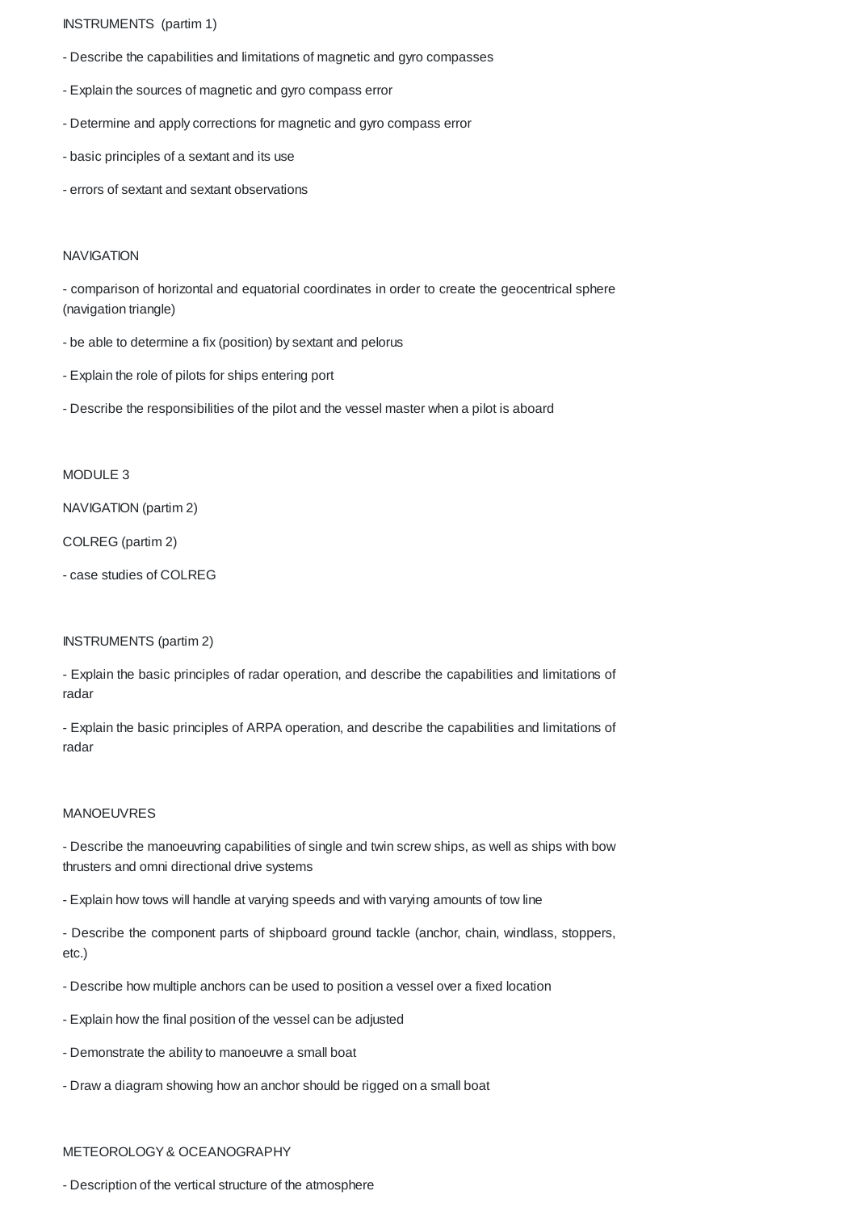INSTRUMENTS (partim 1)

- Describe the capabilities and limitations of magnetic and gyro compasses

- Explain the sources of magnetic and gyro compass error

- Determine and apply corrections for magnetic and gyro compass error

- basic principles of a sextant and its use

- errors of sextant and sextant observations

NAVIGATION

- comparison of horizontal and equatorial coordinates in order to create the geocentrical sphere (navigation triangle)

- be able to determine a fix (position) by sextant and pelorus

- Explain the role of pilots for ships entering port

- Describe the responsibilities of the pilot and the vessel master when a pilot is aboard

MODULE 3

NAVIGATION (partim 2)

COLREG (partim 2)

- case studies of COLREG

INSTRUMENTS (partim 2)

- Explain the basic principles of radar operation, and describe the capabilities and limitations of radar

- Explain the basic principles of ARPA operation, and describe the capabilities and limitations of radar

MANOEUVRES

- Describe the manoeuvring capabilities of single and twin screw ships, as well as ships with bow thrusters and omni directional drive systems

- Explain how tows will handle at varying speeds and with varying amounts of tow line

- Describe the component parts of shipboard ground tackle (anchor, chain, windlass, stoppers, etc.)

- Describe how multiple anchors can be used to position a vessel over a fixed location

- Explain how the final position of the vessel can be adjusted

- Demonstrate the ability to manoeuvre a small boat

- Draw a diagram showing how an anchor should be rigged on a small boat

METEOROLOGY & OCEANOGRAPHY

- Description of the vertical structure of the atmosphere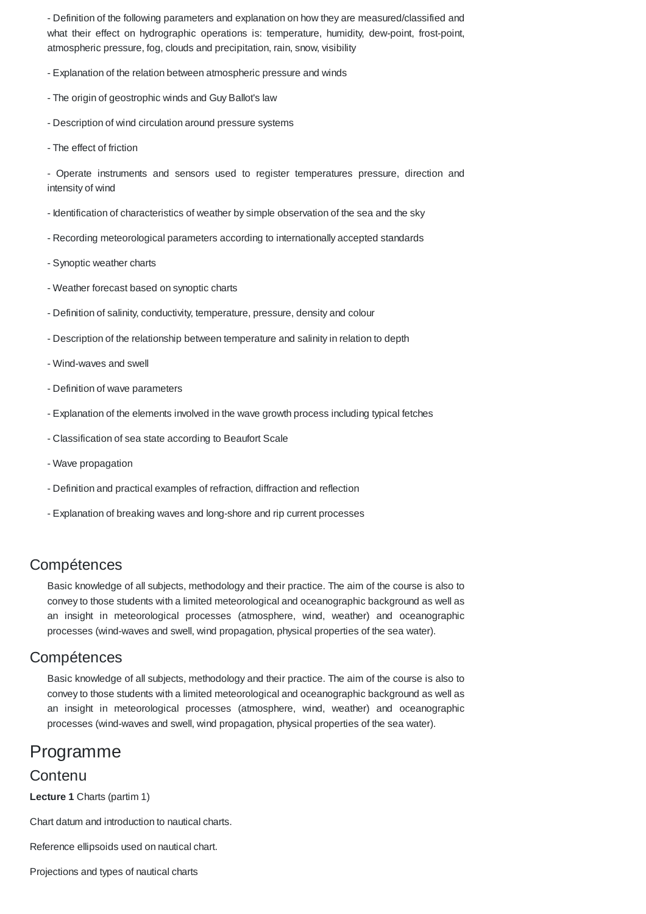- Definition of the following parameters and explanation on how they are measured/classified and what their effect on hydrographic operations is: temperature, humidity, dew-point, frost-point, atmospheric pressure, fog, clouds and precipitation, rain, snow, visibility

- Explanation of the relation between atmospheric pressure and winds

- The origin of geostrophic winds and Guy Ballot's law

- Description of wind circulation around pressure systems

- The effect of friction

- Operate instruments and sensors used to register temperatures pressure, direction and intensity of wind

- Identification of characteristics of weather by simple observation of the sea and the sky

- Recording meteorological parameters according to internationally accepted standards

- Synoptic weather charts

- Weather forecast based on synoptic charts

- Definition of salinity, conductivity, temperature, pressure, density and colour

- Description of the relationship between temperature and salinity in relation to depth

- Wind-waves and swell

- Definition of wave parameters

- Explanation of the elements involved in the wave growth process including typical fetches

- Classification of sea state according to Beaufort Scale

- Wave propagation

- Definition and practical examples of refraction, diffraction and reflection

- Explanation of breaking waves and long-shore and rip current processes

## Compétences

Basic knowledge of all subjects, methodology and their practice. The aim of the course is also to convey to those students with a limited meteorological and oceanographic background as well as an insight in meteorological processes (atmosphere, wind, weather) and oceanographic processes (wind-waves and swell, wind propagation, physical properties of the sea water).

## Compétences

Basic knowledge of all subjects, methodology and their practice. The aim of the course is also to convey to those students with a limited meteorological and oceanographic background as well as an insight in meteorological processes (atmosphere, wind, weather) and oceanographic processes (wind-waves and swell, wind propagation, physical properties of the sea water).

# Programme

## Contenu

**Lecture 1** Charts (partim 1)

Chart datum and introduction to nautical charts.

Reference ellipsoids used on nautical chart.

Projections and types of nautical charts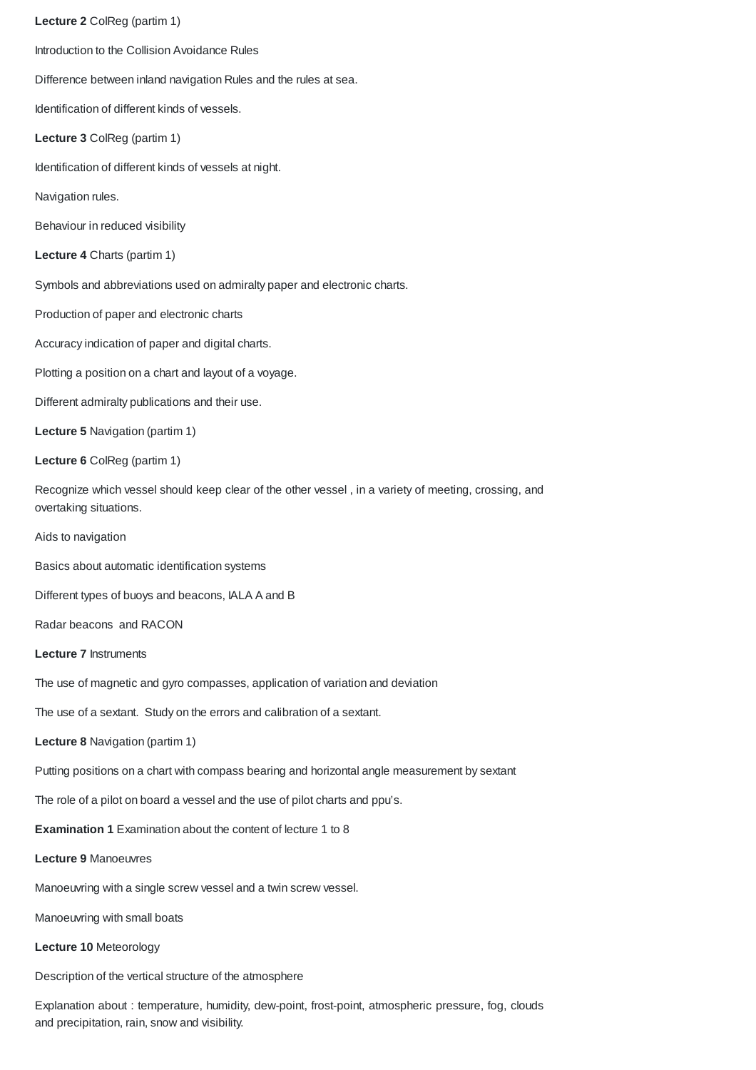**Lecture 2** ColReg (partim 1)

Introduction to the Collision Avoidance Rules

Difference between inland navigation Rules and the rules at sea.

Identification of different kinds of vessels.

**Lecture 3** ColReg (partim 1)

Identification of different kinds of vessels at night.

Navigation rules.

Behaviour in reduced visibility

**Lecture 4** Charts (partim 1)

Symbols and abbreviations used on admiralty paper and electronic charts.

Production of paper and electronic charts

Accuracy indication of paper and digital charts.

Plotting a position on a chart and layout of a voyage.

Different admiralty publications and their use.

**Lecture 5** Navigation (partim 1)

**Lecture 6** ColReg (partim 1)

Recognize which vessel should keep clear of the other vessel , in a variety of meeting, crossing, and overtaking situations.

Aids to navigation

Basics about automatic identification systems

Different types of buoys and beacons, IALA A and B

Radar beacons and RACON

**Lecture 7** Instruments

The use of magnetic and gyro compasses, application of variation and deviation

The use of a sextant. Study on the errors and calibration of a sextant.

**Lecture 8** Navigation (partim 1)

Putting positions on a chart with compass bearing and horizontal angle measurement by sextant

The role of a pilot on board a vessel and the use of pilot charts and ppu's.

**Examination 1** Examination about the content of lecture 1 to 8

**Lecture 9** Manoeuvres

Manoeuvring with a single screw vessel and a twin screw vessel.

Manoeuvring with small boats

**Lecture 10** Meteorology

Description of the vertical structure of the atmosphere

Explanation about : temperature, humidity, dew-point, frost-point, atmospheric pressure, fog, clouds and precipitation, rain, snow and visibility.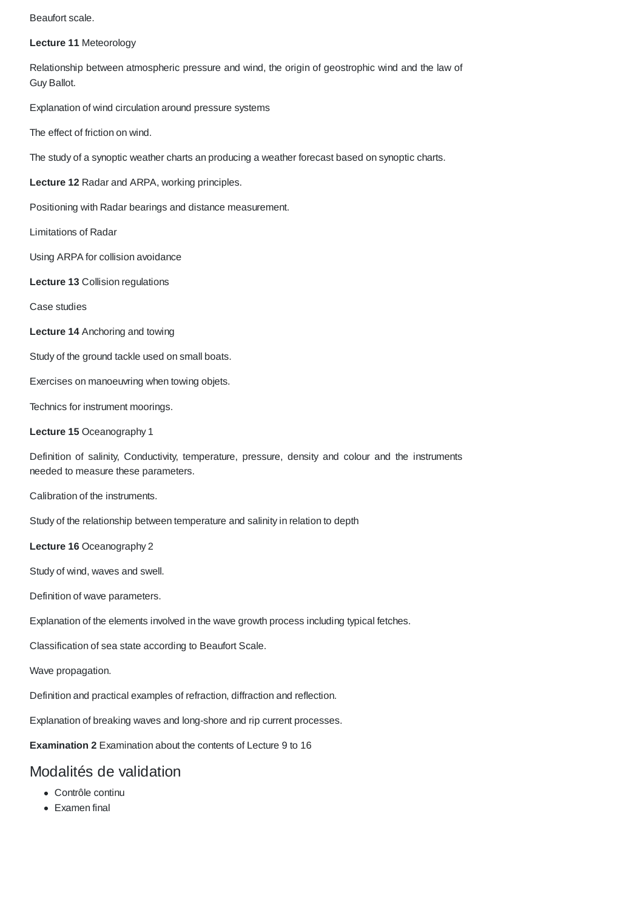Beaufort scale.

**Lecture 11** Meteorology

Relationship between atmospheric pressure and wind, the origin of geostrophic wind and the law of Guy Ballot.

Explanation of wind circulation around pressure systems

The effect of friction on wind.

The study of a synoptic weather charts an producing a weather forecast based on synoptic charts.

**Lecture 12** Radar and ARPA, working principles.

Positioning with Radar bearings and distance measurement.

Limitations of Radar

Using ARPA for collision avoidance

**Lecture 13** Collision regulations

Case studies

**Lecture 14** Anchoring and towing

Study of the ground tackle used on small boats.

Exercises on manoeuvring when towing objets.

Technics for instrument moorings.

**Lecture 15** Oceanography 1

Definition of salinity, Conductivity, temperature, pressure, density and colour and the instruments needed to measure these parameters.

Calibration of the instruments.

Study of the relationship between temperature and salinity in relation to depth

**Lecture 16** Oceanography 2

Study of wind, waves and swell.

Definition of wave parameters.

Explanation of the elements involved in the wave growth process including typical fetches.

Classification of sea state according to Beaufort Scale.

Wave propagation.

Definition and practical examples of refraction, diffraction and reflection.

Explanation of breaking waves and long-shore and rip current processes.

**Examination 2** Examination about the contents of Lecture 9 to 16

## Modalités de validation

- Contrôle continu
- Examen final